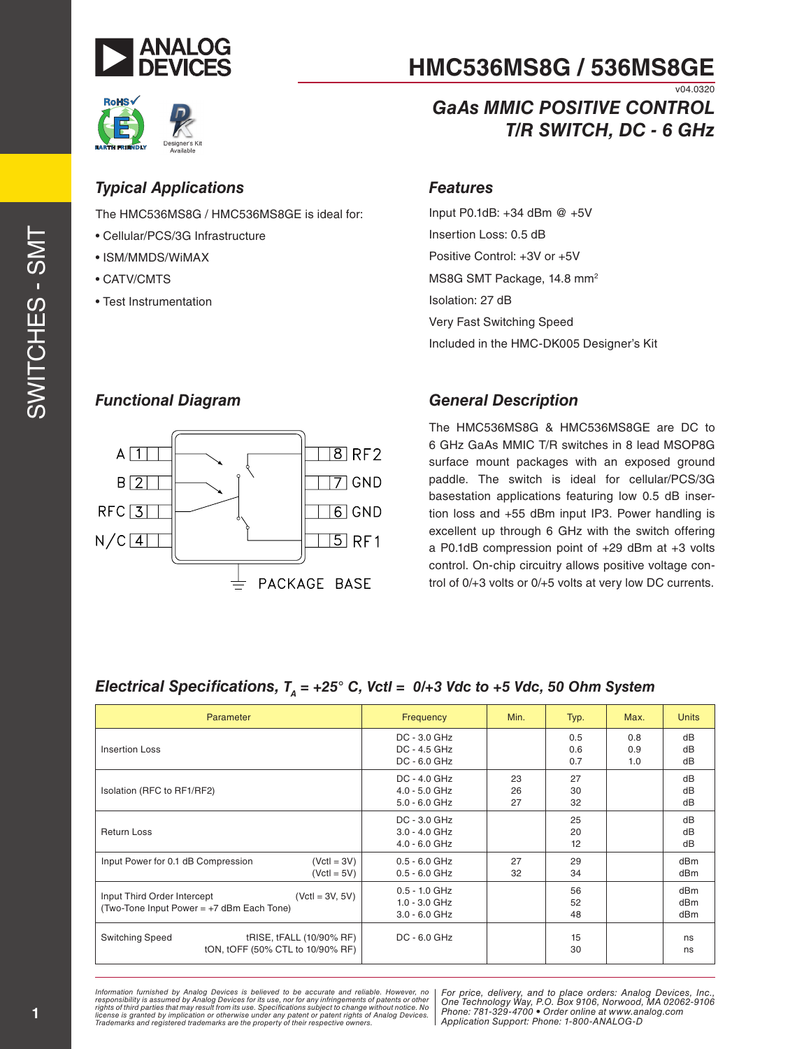# HMC536MS8G / 536MS8GE

v04.0320

## GaAs MMIC POSITIVE CONTROL T/R SWITCH, DC - 6 GHz

### Typical Applications

The HMC536MS8G / HMC536MS8GE is ideal for:

- Cellular/PCS/3G Infrastructure
- ISM/MMDS/WiMAX
- CATV/CMTS
- Test Instrumentation

### Features

Input P0.1dB: +34 dBm @ +5V

Insertion Loss: 0.5 dB

Positive Control: +3V or +5V

MS8G SMT Package, 14.8 mm$^2$

Isolation: 27 dB

Very Fast Switching Speed

Included in the HMC-DK005 Designer's Kit

### Functional Diagram

A 1, B 2, RFC 3, N/C 4, 8 RF2, 7 GND, 6 GND, 5 RF1, PACKAGE BASE

### General Description

The HMC536MS8G & HMC536MS8GE are DC to 6 GHz GaAs MMIC T/R switches in 8 lead MSOP8G surface mount packages with an exposed ground paddle. The switch is ideal for cellular/PCS/3G basestation applications featuring low 0.5 dB insertion loss and +55 dBm input IP3. Power handling is excellent up through 6 GHz with the switch offering a P0.1dB compression point of +29 dBm at +3 volts control. On-chip circuitry allows positive voltage control of 0/+3 volts or 0/+5 volts at very low DC currents.

### Electrical Specifications, $T_A$ = +25° C, Vctl = 0/+3 Vdc to +5 Vdc, 50 Ohm System

| Parameter | | Frequency | Min. | Typ. | Max. | Units |
|---|---|---|---|---|---|---|
| Insertion Loss | | DC - 3.0 GHz<br>DC - 4.5 GHz<br>DC - 6.0 GHz | | 0.5<br>0.6<br>0.7 | 0.8<br>0.9<br>1.0 | dB<br>dB<br>dB |
| Isolation (RFC to RF1/RF2) | | DC - 4.0 GHz<br>4.0 - 5.0 GHz<br>5.0 - 6.0 GHz | 23<br>26<br>27 | 27<br>30<br>32 | | dB<br>dB<br>dB |
| Return Loss | | DC - 3.0 GHz<br>3.0 - 4.0 GHz<br>4.0 - 6.0 GHz | | 25<br>20<br>12 | | dB<br>dB<br>dB |
| Input Power for 0.1 dB Compression | (Vctl = 3V)<br>(Vctl = 5V) | 0.5 - 6.0 GHz<br>0.5 - 6.0 GHz | 27<br>32 | 29<br>34 | | dBm<br>dBm |
| Input Third Order Intercept<br>(Two-Tone Input Power = +7 dBm Each Tone) | (Vctl = 3V, 5V) | 0.5 - 1.0 GHz<br>1.0 - 3.0 GHz<br>3.0 - 6.0 GHz | | 56<br>52<br>48 | | dBm<br>dBm<br>dBm |
| Switching Speed | tRISE, tFALL (10/90% RF)<br>tON, tOFF (50% CTL to 10/90% RF) | DC - 6.0 GHz | | 15<br>30 | | ns<br>ns |

*Information furnished by Analog Devices is believed to be accurate and reliable. However, no responsibility is assumed by Analog Devices for its use, nor for any infringements of patents or other rights of third parties that may result from its use. Specifications subject to change without notice. No license is granted by implication or otherwise under any patent or patent rights of Analog Devices. Trademarks and registered trademarks are the property of their respective owners.*

*For price, delivery, and to place orders: Analog Devices, Inc., One Technology Way, P.O. Box 9106, Norwood, MA 02062-9106 Phone: 781-329-4700 • Order online at www.analog.com Application Support: Phone: 1-800-ANALOG-D*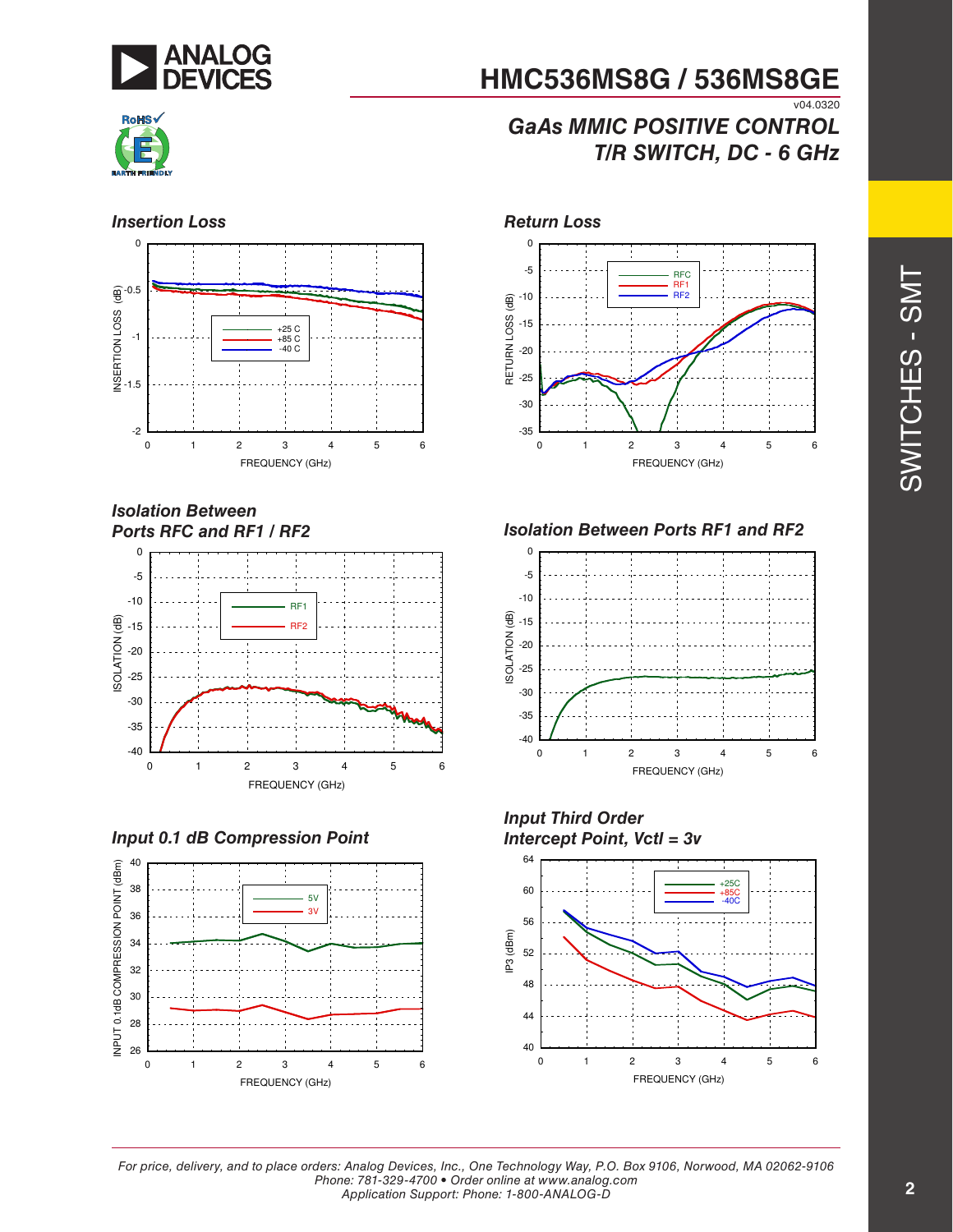## Insertion Loss

## Return Loss

## Isolation Between Ports RFC and RF1 / RF2

## Isolation Between Ports RF1 and RF2

## Input 0.1 dB Compression Point

## Input Third Order Intercept Point, Vctl = 3v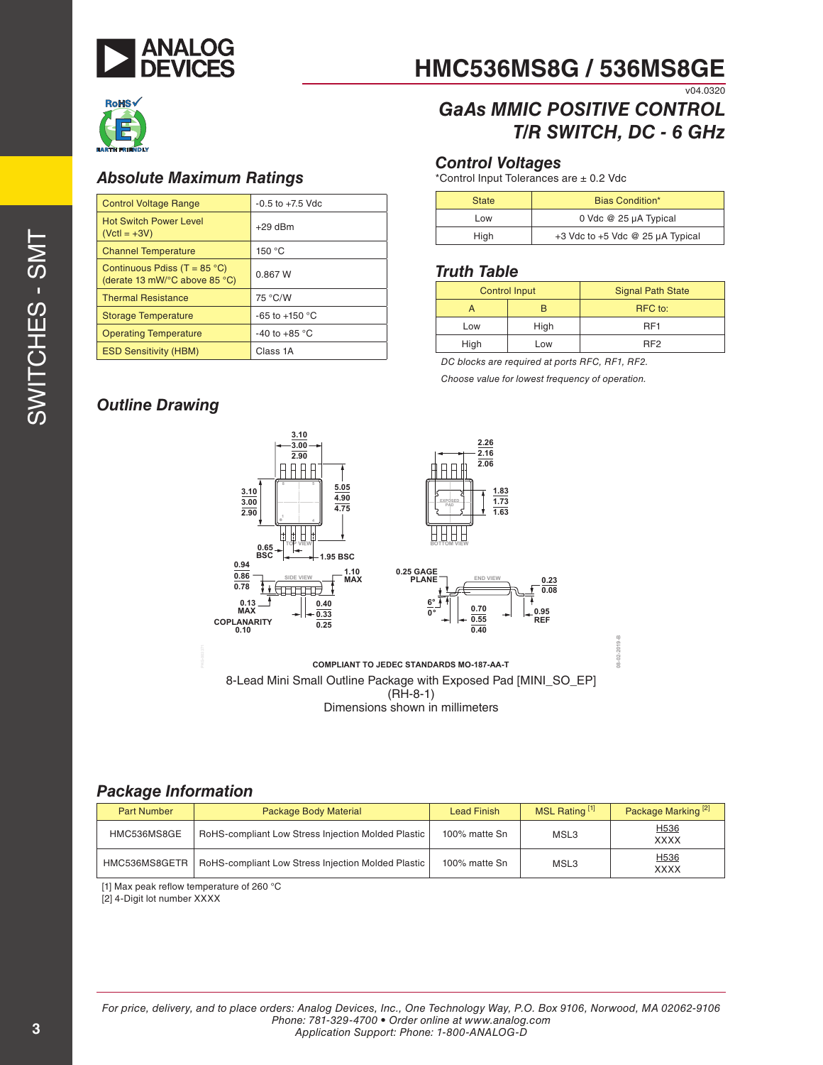# HMC536MS8G / 536MS8GE

v04.0320

## GaAs MMIC POSITIVE CONTROL T/R SWITCH, DC - 6 GHz

### Absolute Maximum Ratings

| | |
|---|---|
| Control Voltage Range | -0.5 to +7.5 Vdc |
| Hot Switch Power Level (Vctl = +3V) | +29 dBm |
| Channel Temperature | 150 °C |
| Continuous Pdiss (T = 85 °C) (derate 13 mW/°C above 85 °C) | 0.867 W |
| Thermal Resistance | 75 °C/W |
| Storage Temperature | -65 to +150 °C |
| Operating Temperature | -40 to +85 °C |
| ESD Sensitivity (HBM) | Class 1A |

### Control Voltages

*Control Input Tolerances are ± 0.2 Vdc

| State | Bias Condition* |
|---|---|
| Low | 0 Vdc @ 25 µA Typical |
| High | +3 Vdc to +5 Vdc @ 25 µA Typical |

### Truth Table

| Control Input | | Signal Path State |
|---|---|---|
| A | B | RFC to: |
| Low | High | RF1 |
| High | Low | RF2 |

*DC blocks are required at ports RFC, RF1, RF2.*

*Choose value for lowest frequency of operation.*

### Outline Drawing

COMPLIANT TO JEDEC STANDARDS MO-187-AA-T

8-Lead Mini Small Outline Package with Exposed Pad [MINI_SO_EP]
(RH-8-1)
Dimensions shown in millimeters

### Package Information

| Part Number | Package Body Material | Lead Finish | MSL Rating [1] | Package Marking [2] |
|---|---|---|---|---|
| HMC536MS8GE | RoHS-compliant Low Stress Injection Molded Plastic | 100% matte Sn | MSL3 | H536 XXXX |
| HMC536MS8GETR | RoHS-compliant Low Stress Injection Molded Plastic | 100% matte Sn | MSL3 | H536 XXXX |

[1] Max peak reflow temperature of 260 °C
[2] 4-Digit lot number XXXX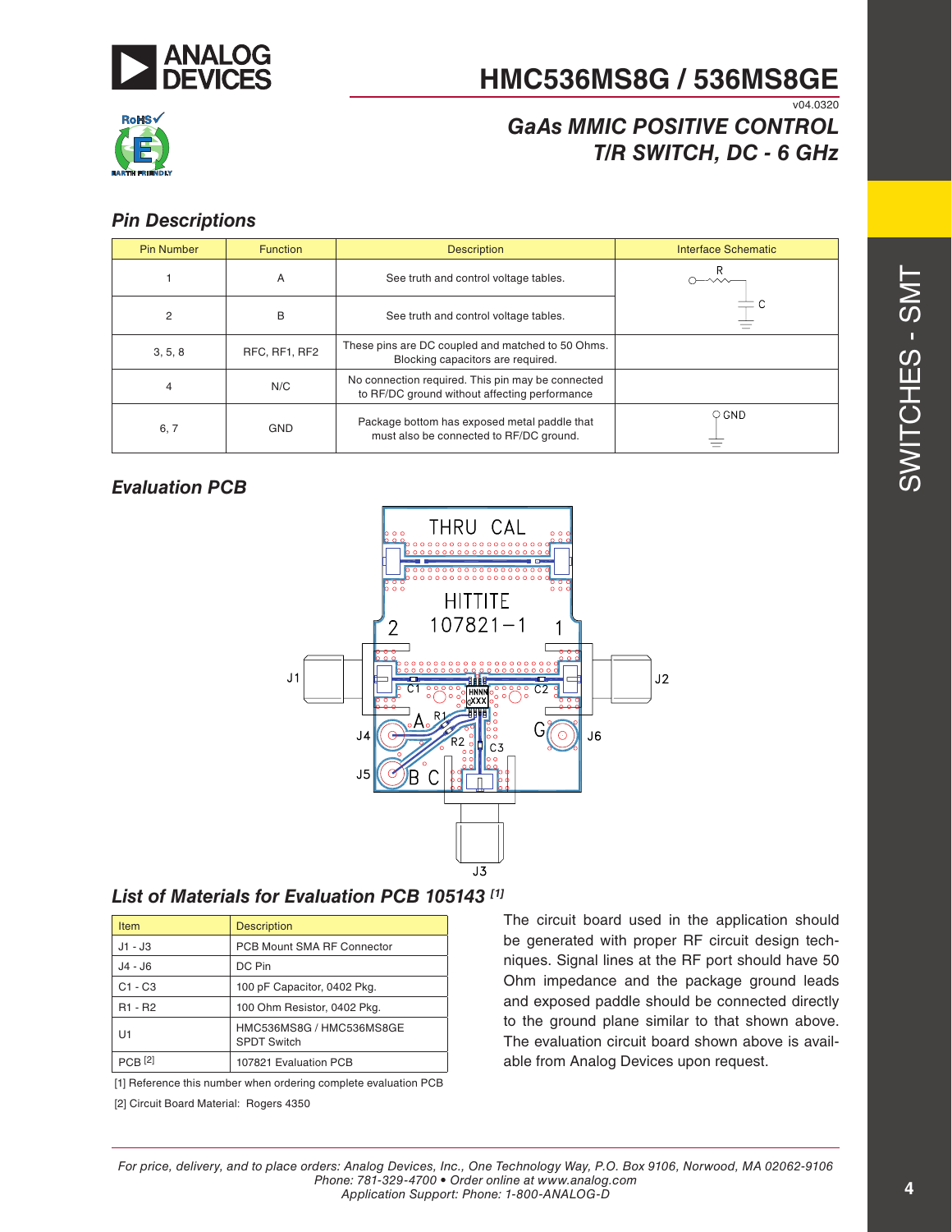# HMC536MS8G / 536MS8GE

v04.0320

## GaAs MMIC POSITIVE CONTROL T/R SWITCH, DC - 6 GHz

### Pin Descriptions

| Pin Number | Function | Description | Interface Schematic |
|---|---|---|---|
| 1 | A | See truth and control voltage tables. | R, C |
| 2 | B | See truth and control voltage tables. | |
| 3, 5, 8 | RFC, RF1, RF2 | These pins are DC coupled and matched to 50 Ohms. Blocking capacitors are required. | |
| 4 | N/C | No connection required. This pin may be connected to RF/DC ground without affecting performance | |
| 6, 7 | GND | Package bottom has exposed metal paddle that must also be connected to RF/DC ground. | GND |

### Evaluation PCB

THRU CAL
HITTITE
107821−1
2
1
J1
J2
C1
C2
R1
A
G
J4
J6
R2
C3
J5
B C
J3

### List of Materials for Evaluation PCB 105143 [1]

| Item | Description |
|---|---|
| J1 - J3 | PCB Mount SMA RF Connector |
| J4 - J6 | DC Pin |
| C1 - C3 | 100 pF Capacitor, 0402 Pkg. |
| R1 - R2 | 100 Ohm Resistor, 0402 Pkg. |
| U1 | HMC536MS8G / HMC536MS8GE SPDT Switch |
| PCB [2] | 107821 Evaluation PCB |

[1] Reference this number when ordering complete evaluation PCB

[2] Circuit Board Material: Rogers 4350

The circuit board used in the application should be generated with proper RF circuit design techniques. Signal lines at the RF port should have 50 Ohm impedance and the package ground leads and exposed paddle should be connected directly to the ground plane similar to that shown above. The evaluation circuit board shown above is available from Analog Devices upon request.

*For price, delivery, and to place orders: Analog Devices, Inc., One Technology Way, P.O. Box 9106, Norwood, MA 02062-9106*
*Phone: 781-329-4700 • Order online at www.analog.com*
*Application Support: Phone: 1-800-ANALOG-D*